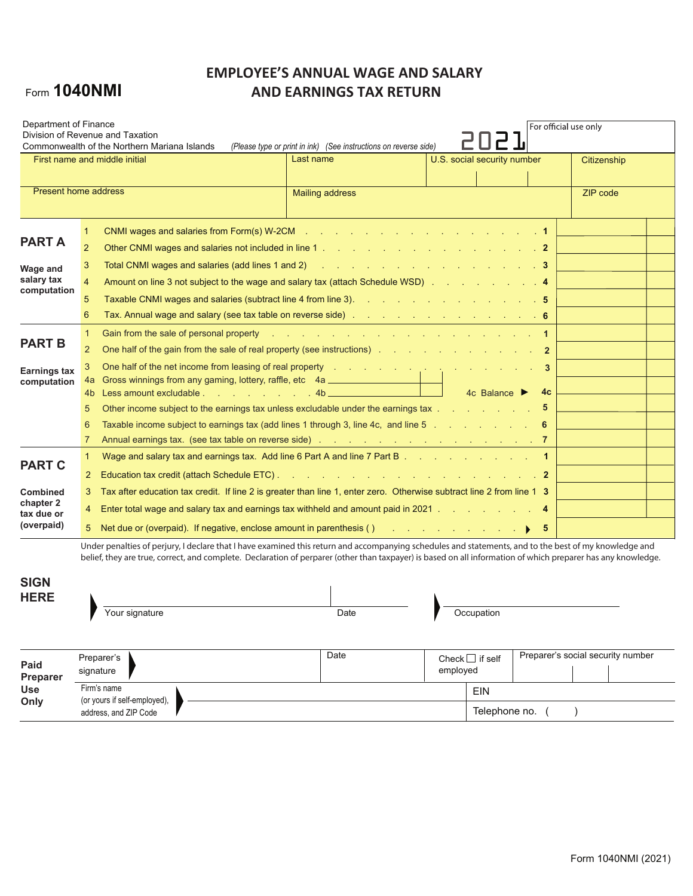Form **1040NMI**

# EMPLOYEE'S ANNUAL WAGE AND SALARY AND EARNINGS TAX RETURN

Department of Finance
Division of Revenue and Taxation
Commonwealth of the Northern Mariana Islands

*(Please type or print in ink) (See instructions on reverse side)*

**2021**

For official use only

| First name and middle initial | Last name | U.S. social security number | Citizenship |
|---|---|---|---|
| | | | |
| **Present home address** | **Mailing address** | | **ZIP code** |
| | | | |

## PART A — Wage and salary tax computation

| Line | Description | Line | Amount |
|---|---|---|---|
| 1 | CNMI wages and salaries from Form(s) W-2CM | 1 | |
| 2 | Other CNMI wages and salaries not included in line 1 | 2 | |
| 3 | Total CNMI wages and salaries (add lines 1 and 2) | 3 | |
| 4 | Amount on line 3 not subject to the wage and salary tax (attach Schedule WSD) | 4 | |
| 5 | Taxable CNMI wages and salaries (subtract line 4 from line 3) | 5 | |
| 6 | Tax. Annual wage and salary (see tax table on reverse side) | 6 | |

## PART B — Earnings tax computation

| Line | Description | Line | Amount |
|---|---|---|---|
| 1 | Gain from the sale of personal property | 1 | |
| 2 | One half of the gain from the sale of real property (see instructions) | 2 | |
| 3 | One half of the net income from leasing of real property | 3 | |
| 4a | Gross winnings from any gaming, lottery, raffle, etc 4a ______ | | |
| 4b | Less amount excludable 4b ______ 4c Balance ▶ | 4c | |
| 5 | Other income subject to the earnings tax unless excludable under the earnings tax | 5 | |
| 6 | Taxable income subject to earnings tax (add lines 1 through 3, line 4c, and line 5 | 6 | |
| 7 | Annual earnings tax. (see tax table on reverse side) | 7 | |

## PART C — Combined chapter 2 tax due or (overpaid)

| Line | Description | Line | Amount |
|---|---|---|---|
| 1 | Wage and salary tax and earnings tax. Add line 6 Part A and line 7 Part B | 1 | |
| 2 | Education tax credit (attach Schedule ETC) | 2 | |
| 3 | Tax after education tax credit. If line 2 is greater than line 1, enter zero. Otherwise subtract line 2 from line 1 | 3 | |
| 4 | Enter total wage and salary tax and earnings tax withheld and amount paid in 2021 | 4 | |
| 5 | Net due or (overpaid). If negative, enclose amount in parenthesis ( ) ▶ | 5 | |

Under penalties of perjury, I declare that I have examined this return and accompanying schedules and statements, and to the best of my knowledge and belief, they are true, correct, and complete. Declaration of perparer (other than taxpayer) is based on all information of which preparer has any knowledge.

**SIGN HERE**

| Your signature | Date | Occupation |
|---|---|---|
| | | |

**Paid Preparer Use Only**

| Preparer's signature | Date | Check ☐ if self employed | Preparer's social security number |
|---|---|---|---|
| Firm's name (or yours if self-employed), address, and ZIP Code | | EIN | |
| | | Telephone no. ( ) | |

Form 1040NMI (2021)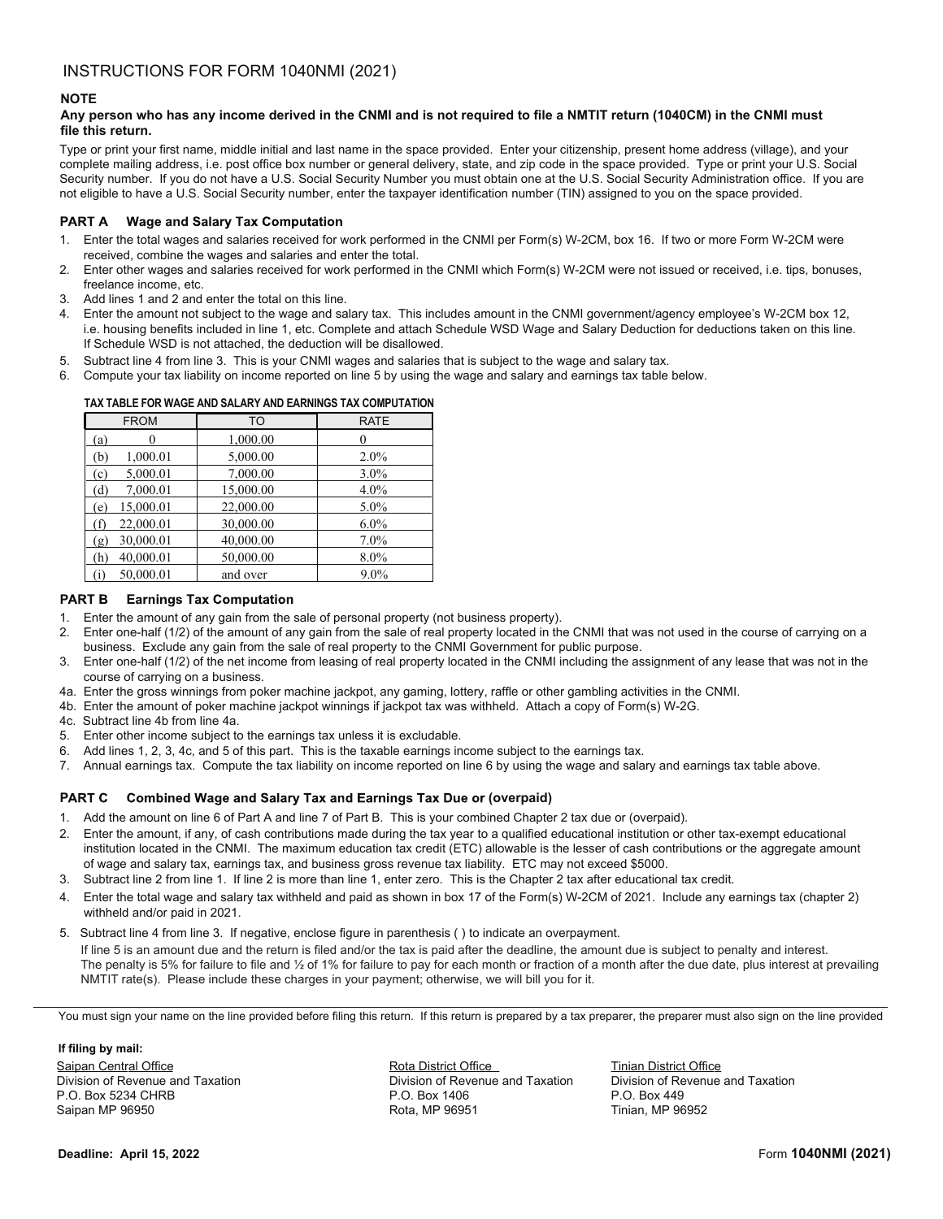# INSTRUCTIONS FOR FORM 1040NMI (2021)

**NOTE**

**Any person who has any income derived in the CNMI and is not required to file a NMTIT return (1040CM) in the CNMI must file this return.**

Type or print your first name, middle initial and last name in the space provided. Enter your citizenship, present home address (village), and your complete mailing address, i.e. post office box number or general delivery, state, and zip code in the space provided. Type or print your U.S. Social Security number. If you do not have a U.S. Social Security Number you must obtain one at the U.S. Social Security Administration office. If you are not eligible to have a U.S. Social Security number, enter the taxpayer identification number (TIN) assigned to you on the space provided.

## PART A Wage and Salary Tax Computation

1. Enter the total wages and salaries received for work performed in the CNMI per Form(s) W-2CM, box 16. If two or more Form W-2CM were received, combine the wages and salaries and enter the total.
2. Enter other wages and salaries received for work performed in the CNMI which Form(s) W-2CM were not issued or received, i.e. tips, bonuses, freelance income, etc.
3. Add lines 1 and 2 and enter the total on this line.
4. Enter the amount not subject to the wage and salary tax. This includes amount in the CNMI government/agency employee's W-2CM box 12, i.e. housing benefits included in line 1, etc. Complete and attach Schedule WSD Wage and Salary Deduction for deductions taken on this line. If Schedule WSD is not attached, the deduction will be disallowed.
5. Subtract line 4 from line 3. This is your CNMI wages and salaries that is subject to the wage and salary tax.
6. Compute your tax liability on income reported on line 5 by using the wage and salary and earnings tax table below.

**TAX TABLE FOR WAGE AND SALARY AND EARNINGS TAX COMPUTATION**

| | FROM | TO | RATE |
|---|---|---|---|
| (a) | 0 | 1,000.00 | 0 |
| (b) | 1,000.01 | 5,000.00 | 2.0% |
| (c) | 5,000.01 | 7,000.00 | 3.0% |
| (d) | 7,000.01 | 15,000.00 | 4.0% |
| (e) | 15,000.01 | 22,000.00 | 5.0% |
| (f) | 22,000.01 | 30,000.00 | 6.0% |
| (g) | 30,000.01 | 40,000.00 | 7.0% |
| (h) | 40,000.01 | 50,000.00 | 8.0% |
| (i) | 50,000.01 | and over | 9.0% |

## PART B Earnings Tax Computation

1. Enter the amount of any gain from the sale of personal property (not business property).
2. Enter one-half (1/2) of the amount of any gain from the sale of real property located in the CNMI that was not used in the course of carrying on a business. Exclude any gain from the sale of real property to the CNMI Government for public purpose.
3. Enter one-half (1/2) of the net income from leasing of real property located in the CNMI including the assignment of any lease that was not in the course of carrying on a business.

4a. Enter the gross winnings from poker machine jackpot, any gaming, lottery, raffle or other gambling activities in the CNMI.
4b. Enter the amount of poker machine jackpot winnings if jackpot tax was withheld. Attach a copy of Form(s) W-2G.
4c. Subtract line 4b from line 4a.

5. Enter other income subject to the earnings tax unless it is excludable.
6. Add lines 1, 2, 3, 4c, and 5 of this part. This is the taxable earnings income subject to the earnings tax.
7. Annual earnings tax. Compute the tax liability on income reported on line 6 by using the wage and salary and earnings tax table above.

## PART C Combined Wage and Salary Tax and Earnings Tax Due or (overpaid)

1. Add the amount on line 6 of Part A and line 7 of Part B. This is your combined Chapter 2 tax due or (overpaid).
2. Enter the amount, if any, of cash contributions made during the tax year to a qualified educational institution or other tax-exempt educational institution located in the CNMI. The maximum education tax credit (ETC) allowable is the lesser of cash contributions or the aggregate amount of wage and salary tax, earnings tax, and business gross revenue tax liability. ETC may not exceed $5000.
3. Subtract line 2 from line 1. If line 2 is more than line 1, enter zero. This is the Chapter 2 tax after educational tax credit.
4. Enter the total wage and salary tax withheld and paid as shown in box 17 of the Form(s) W-2CM of 2021. Include any earnings tax (chapter 2) withheld and/or paid in 2021.
5. Subtract line 4 from line 3. If negative, enclose figure in parenthesis ( ) to indicate an overpayment.

   If line 5 is an amount due and the return is filed and/or the tax is paid after the deadline, the amount due is subject to penalty and interest. The penalty is 5% for failure to file and ½ of 1% for failure to pay for each month or fraction of a month after the due date, plus interest at prevailing NMTIT rate(s). Please include these charges in your payment; otherwise, we will bill you for it.

You must sign your name on the line provided before filing this return. If this return is prepared by a tax preparer, the preparer must also sign on the line provided

**If filing by mail:**

Saipan Central Office
Division of Revenue and Taxation
P.O. Box 5234 CHRB
Saipan MP 96950

Rota District Office
Division of Revenue and Taxation
P.O. Box 1406
Rota, MP 96951

Tinian District Office
Division of Revenue and Taxation
P.O. Box 449
Tinian, MP 96952

**Deadline: April 15, 2022**

Form **1040NMI (2021)**